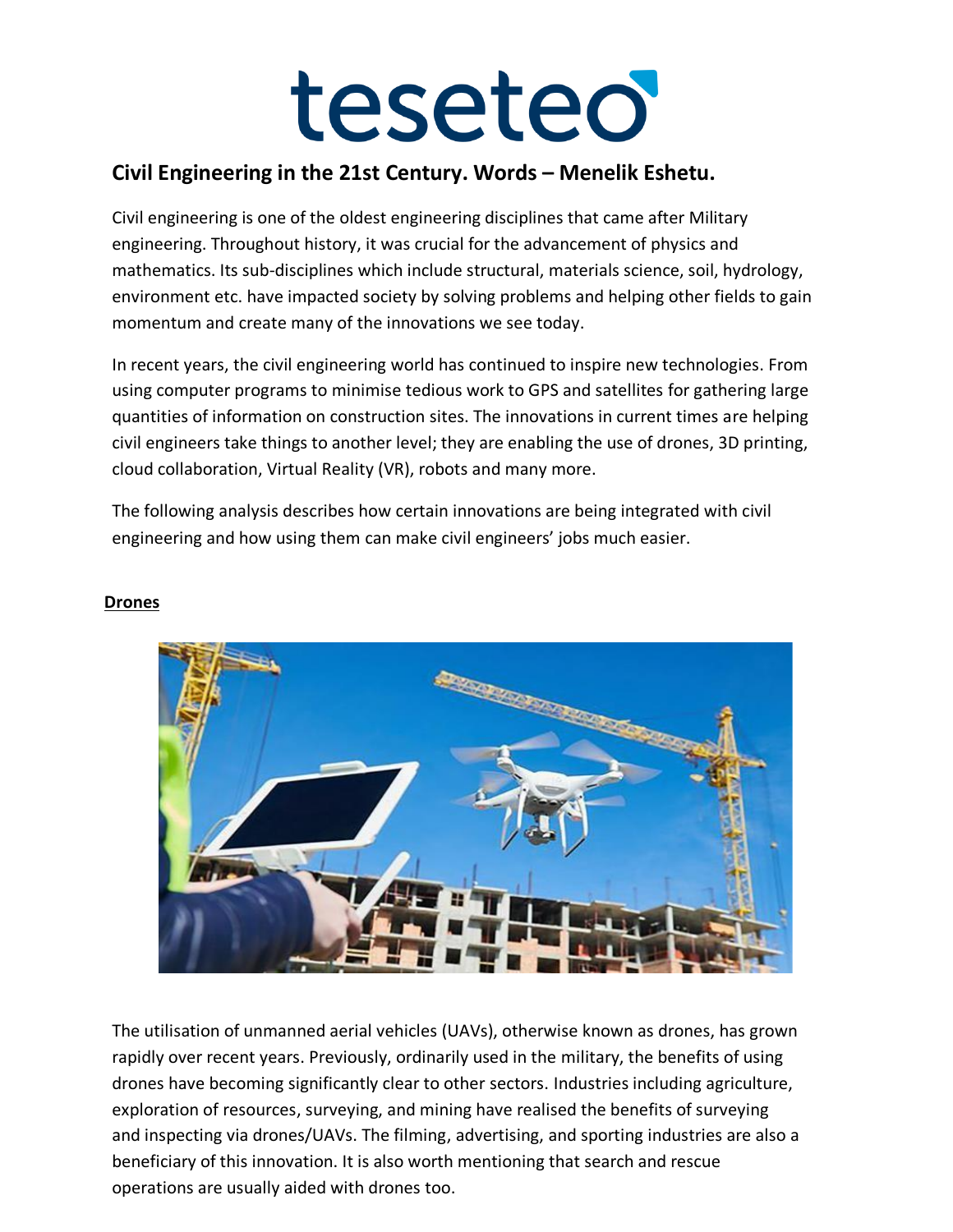# Civil Engineering in the 21st Century. Words – Menelik Eshetu.

Civil engineering is one of the oldest engineering disciplines that came after Military engineering. Throughout history, it was crucial for the advancement of physics and mathematics. Its sub-disciplines which include structural, materials science, soil, hydrology, environment etc. have impacted society by solving problems and helping other fields to gain momentum and create many of the innovations we see today.

In recent years, the civil engineering world has continued to inspire new technologies. From using computer programs to minimise tedious work to GPS and satellites for gathering large quantities of information on construction sites. The innovations in current times are helping civil engineers take things to another level; they are enabling the use of drones, 3D printing, cloud collaboration, Virtual Reality (VR), robots and many more.

The following analysis describes how certain innovations are being integrated with civil engineering and how using them can make civil engineers' jobs much easier.

## Drones

The utilisation of unmanned aerial vehicles (UAVs), otherwise known as drones, has grown rapidly over recent years. Previously, ordinarily used in the military, the benefits of using drones have becoming significantly clear to other sectors. Industries including agriculture, exploration of resources, surveying, and mining have realised the benefits of surveying and inspecting via drones/UAVs. The filming, advertising, and sporting industries are also a beneficiary of this innovation. It is also worth mentioning that search and rescue operations are usually aided with drones too.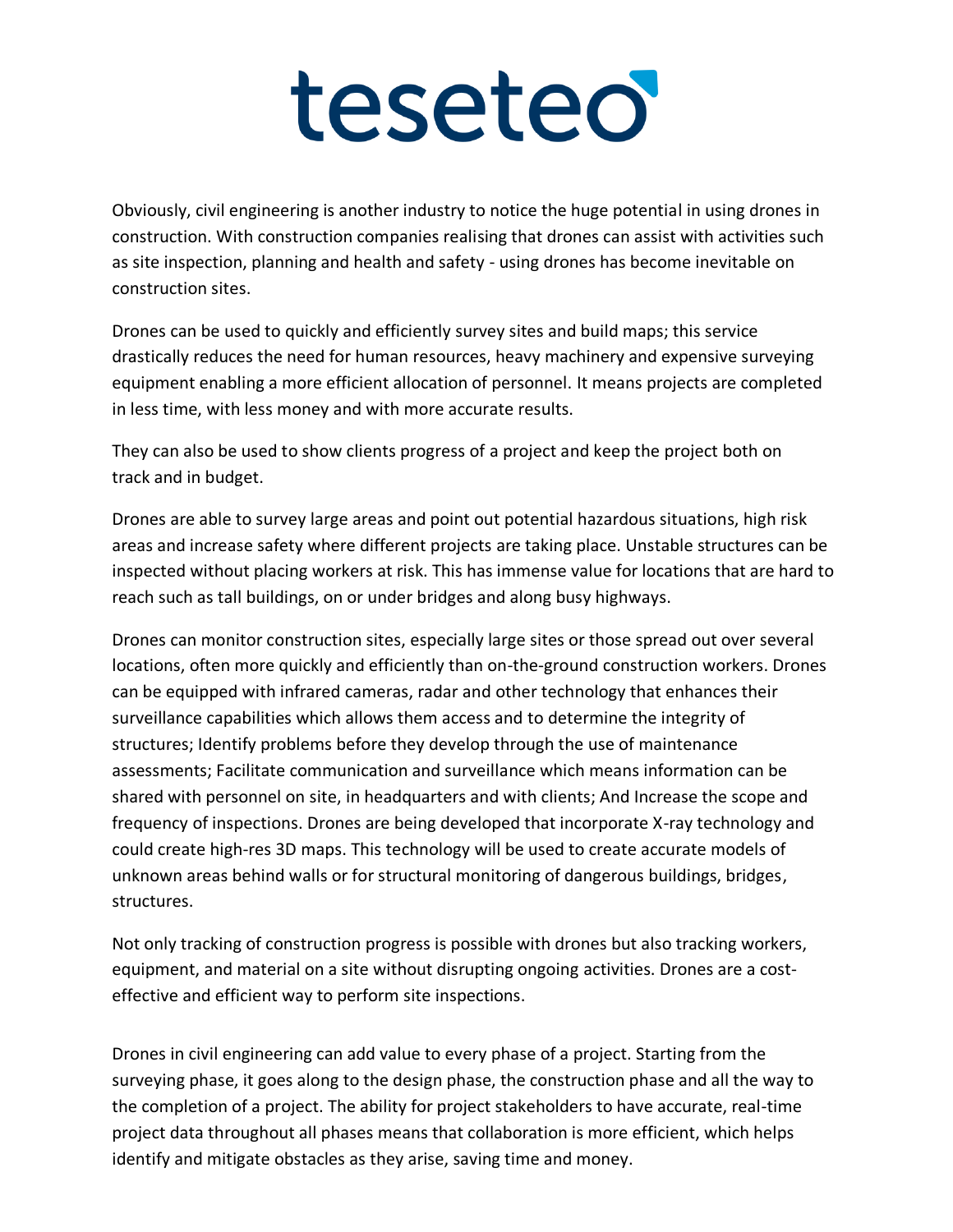Obviously, civil engineering is another industry to notice the huge potential in using drones in construction. With construction companies realising that drones can assist with activities such as site inspection, planning and health and safety - using drones has become inevitable on construction sites.

Drones can be used to quickly and efficiently survey sites and build maps; this service drastically reduces the need for human resources, heavy machinery and expensive surveying equipment enabling a more efficient allocation of personnel. It means projects are completed in less time, with less money and with more accurate results.

They can also be used to show clients progress of a project and keep the project both on track and in budget.

Drones are able to survey large areas and point out potential hazardous situations, high risk areas and increase safety where different projects are taking place. Unstable structures can be inspected without placing workers at risk. This has immense value for locations that are hard to reach such as tall buildings, on or under bridges and along busy highways.

Drones can monitor construction sites, especially large sites or those spread out over several locations, often more quickly and efficiently than on-the-ground construction workers. Drones can be equipped with infrared cameras, radar and other technology that enhances their surveillance capabilities which allows them access and to determine the integrity of structures; Identify problems before they develop through the use of maintenance assessments; Facilitate communication and surveillance which means information can be shared with personnel on site, in headquarters and with clients; And Increase the scope and frequency of inspections. Drones are being developed that incorporate X-ray technology and could create high-res 3D maps. This technology will be used to create accurate models of unknown areas behind walls or for structural monitoring of dangerous buildings, bridges, structures.

Not only tracking of construction progress is possible with drones but also tracking workers, equipment, and material on a site without disrupting ongoing activities. Drones are a cost-effective and efficient way to perform site inspections.

Drones in civil engineering can add value to every phase of a project. Starting from the surveying phase, it goes along to the design phase, the construction phase and all the way to the completion of a project. The ability for project stakeholders to have accurate, real-time project data throughout all phases means that collaboration is more efficient, which helps identify and mitigate obstacles as they arise, saving time and money.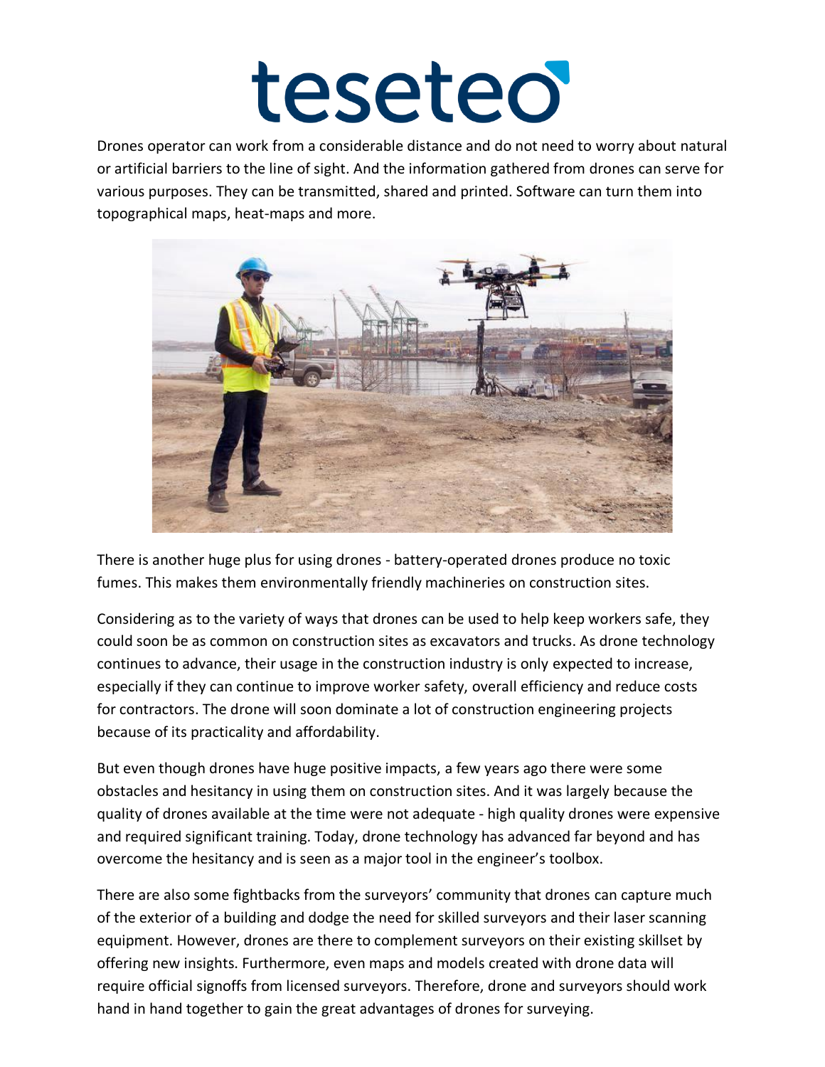Drones operator can work from a considerable distance and do not need to worry about natural or artificial barriers to the line of sight. And the information gathered from drones can serve for various purposes. They can be transmitted, shared and printed. Software can turn them into topographical maps, heat-maps and more.

There is another huge plus for using drones - battery-operated drones produce no toxic fumes. This makes them environmentally friendly machineries on construction sites.

Considering as to the variety of ways that drones can be used to help keep workers safe, they could soon be as common on construction sites as excavators and trucks. As drone technology continues to advance, their usage in the construction industry is only expected to increase, especially if they can continue to improve worker safety, overall efficiency and reduce costs for contractors. The drone will soon dominate a lot of construction engineering projects because of its practicality and affordability.

But even though drones have huge positive impacts, a few years ago there were some obstacles and hesitancy in using them on construction sites. And it was largely because the quality of drones available at the time were not adequate - high quality drones were expensive and required significant training. Today, drone technology has advanced far beyond and has overcome the hesitancy and is seen as a major tool in the engineer's toolbox.

There are also some fightbacks from the surveyors' community that drones can capture much of the exterior of a building and dodge the need for skilled surveyors and their laser scanning equipment. However, drones are there to complement surveyors on their existing skillset by offering new insights. Furthermore, even maps and models created with drone data will require official signoffs from licensed surveyors. Therefore, drone and surveyors should work hand in hand together to gain the great advantages of drones for surveying.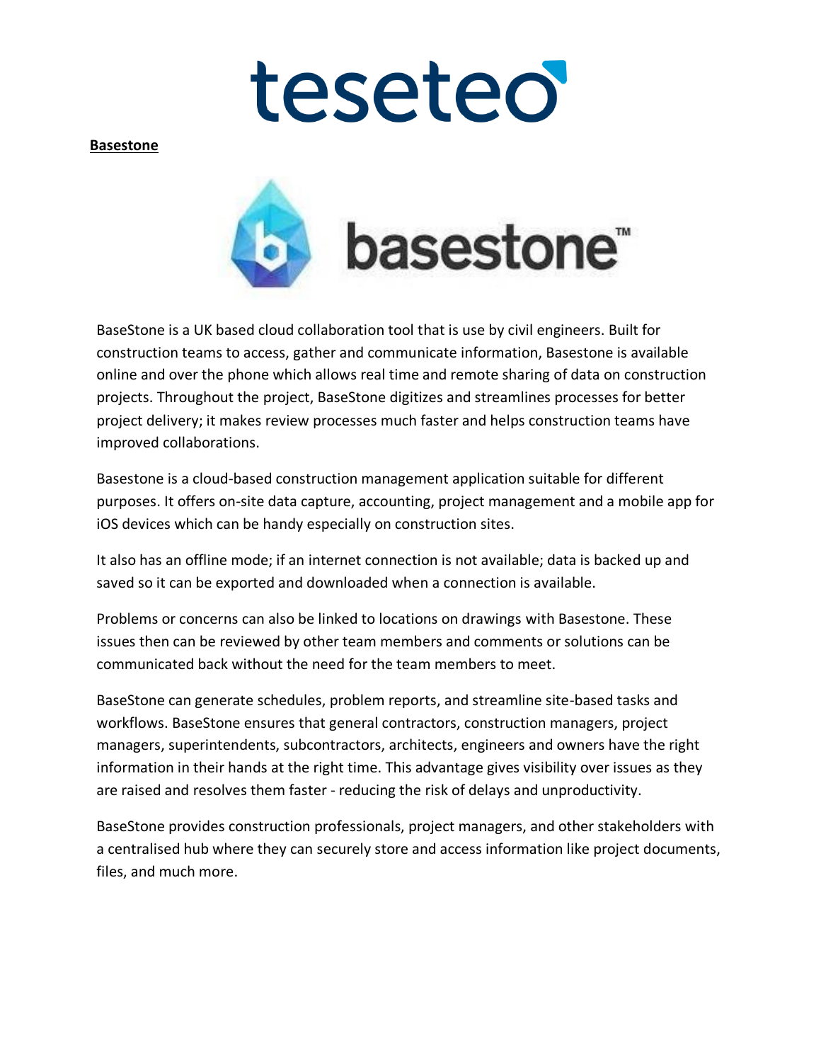**Basestone**

BaseStone is a UK based cloud collaboration tool that is use by civil engineers. Built for construction teams to access, gather and communicate information, Basestone is available online and over the phone which allows real time and remote sharing of data on construction projects. Throughout the project, BaseStone digitizes and streamlines processes for better project delivery; it makes review processes much faster and helps construction teams have improved collaborations.

Basestone is a cloud-based construction management application suitable for different purposes. It offers on-site data capture, accounting, project management and a mobile app for iOS devices which can be handy especially on construction sites.

It also has an offline mode; if an internet connection is not available; data is backed up and saved so it can be exported and downloaded when a connection is available.

Problems or concerns can also be linked to locations on drawings with Basestone. These issues then can be reviewed by other team members and comments or solutions can be communicated back without the need for the team members to meet.

BaseStone can generate schedules, problem reports, and streamline site-based tasks and workflows. BaseStone ensures that general contractors, construction managers, project managers, superintendents, subcontractors, architects, engineers and owners have the right information in their hands at the right time. This advantage gives visibility over issues as they are raised and resolves them faster - reducing the risk of delays and unproductivity.

BaseStone provides construction professionals, project managers, and other stakeholders with a centralised hub where they can securely store and access information like project documents, files, and much more.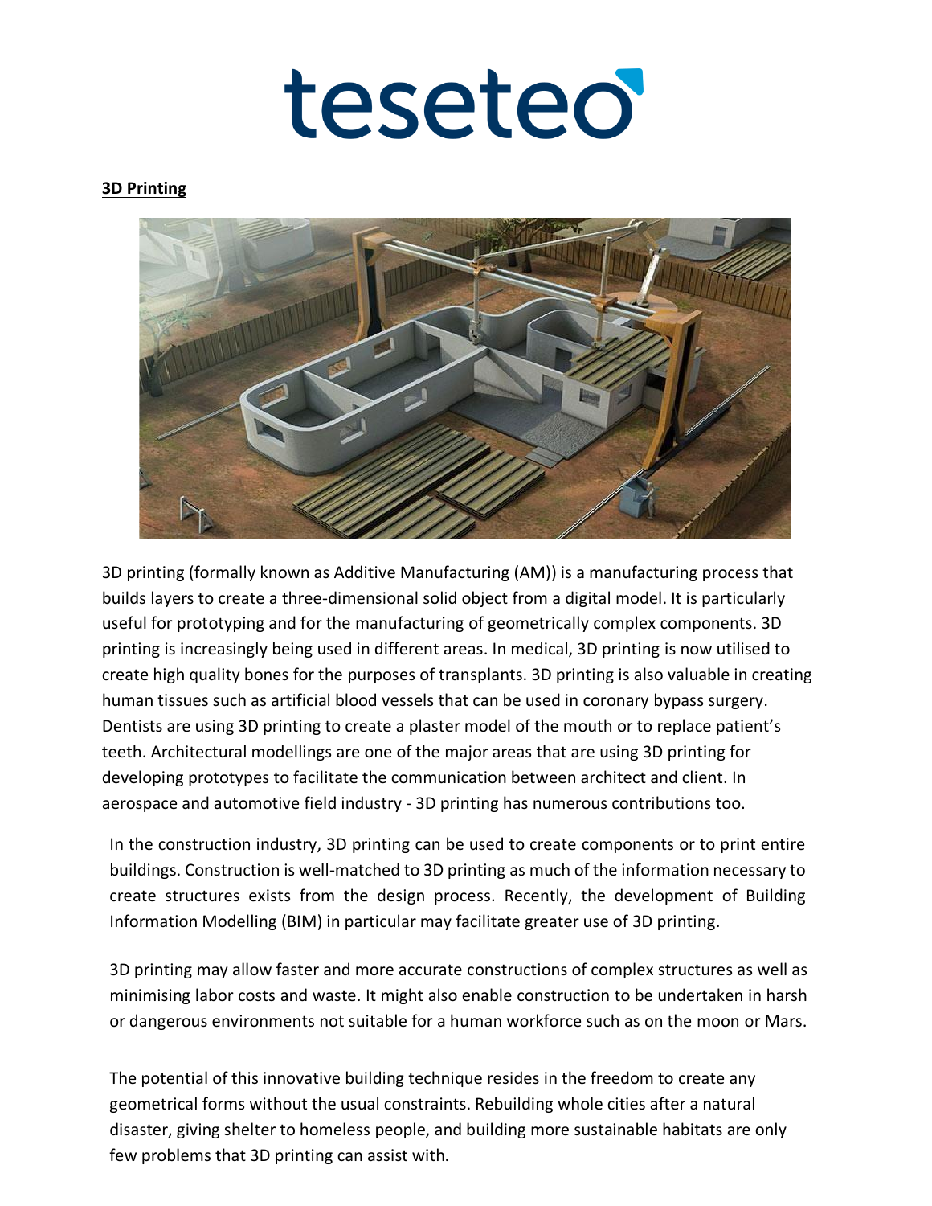# teseteo

**3D Printing**

3D printing (formally known as Additive Manufacturing (AM)) is a manufacturing process that builds layers to create a three-dimensional solid object from a digital model. It is particularly useful for prototyping and for the manufacturing of geometrically complex components. 3D printing is increasingly being used in different areas. In medical, 3D printing is now utilised to create high quality bones for the purposes of transplants. 3D printing is also valuable in creating human tissues such as artificial blood vessels that can be used in coronary bypass surgery. Dentists are using 3D printing to create a plaster model of the mouth or to replace patient's teeth. Architectural modellings are one of the major areas that are using 3D printing for developing prototypes to facilitate the communication between architect and client. In aerospace and automotive field industry - 3D printing has numerous contributions too.

In the construction industry, 3D printing can be used to create components or to print entire buildings. Construction is well-matched to 3D printing as much of the information necessary to create structures exists from the design process. Recently, the development of Building Information Modelling (BIM) in particular may facilitate greater use of 3D printing.

3D printing may allow faster and more accurate constructions of complex structures as well as minimising labor costs and waste. It might also enable construction to be undertaken in harsh or dangerous environments not suitable for a human workforce such as on the moon or Mars.

The potential of this innovative building technique resides in the freedom to create any geometrical forms without the usual constraints. Rebuilding whole cities after a natural disaster, giving shelter to homeless people, and building more sustainable habitats are only few problems that 3D printing can assist with.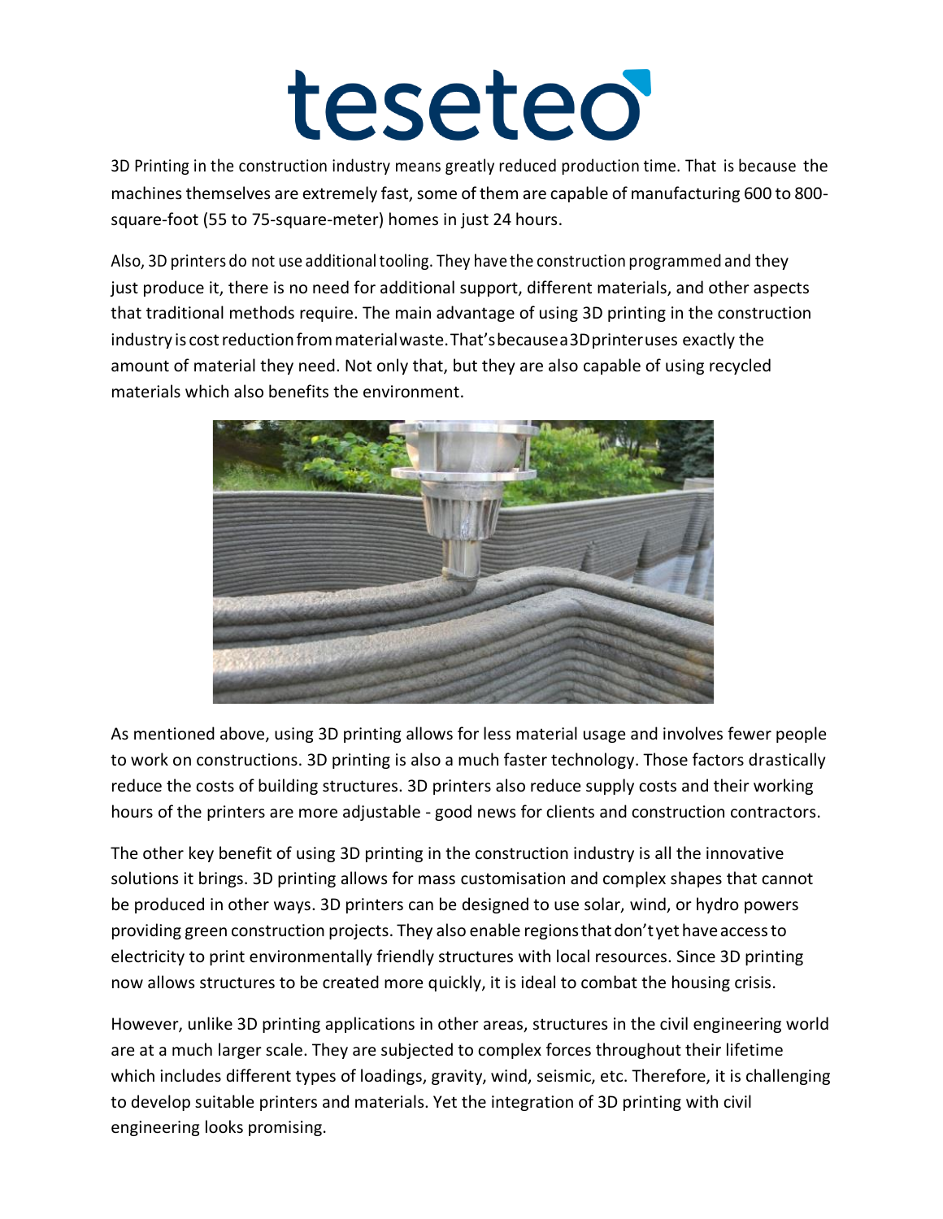3D Printing in the construction industry means greatly reduced production time. That is because the machines themselves are extremely fast, some of them are capable of manufacturing 600 to 800-square-foot (55 to 75-square-meter) homes in just 24 hours.

Also, 3D printers do not use additional tooling. They have the construction programmed and they just produce it, there is no need for additional support, different materials, and other aspects that traditional methods require. The main advantage of using 3D printing in the construction industry is cost reduction from material waste. That's because a 3D printer uses exactly the amount of material they need. Not only that, but they are also capable of using recycled materials which also benefits the environment.

As mentioned above, using 3D printing allows for less material usage and involves fewer people to work on constructions. 3D printing is also a much faster technology. Those factors drastically reduce the costs of building structures. 3D printers also reduce supply costs and their working hours of the printers are more adjustable - good news for clients and construction contractors.

The other key benefit of using 3D printing in the construction industry is all the innovative solutions it brings. 3D printing allows for mass customisation and complex shapes that cannot be produced in other ways. 3D printers can be designed to use solar, wind, or hydro powers providing green construction projects. They also enable regions that don't yet have access to electricity to print environmentally friendly structures with local resources. Since 3D printing now allows structures to be created more quickly, it is ideal to combat the housing crisis.

However, unlike 3D printing applications in other areas, structures in the civil engineering world are at a much larger scale. They are subjected to complex forces throughout their lifetime which includes different types of loadings, gravity, wind, seismic, etc. Therefore, it is challenging to develop suitable printers and materials. Yet the integration of 3D printing with civil engineering looks promising.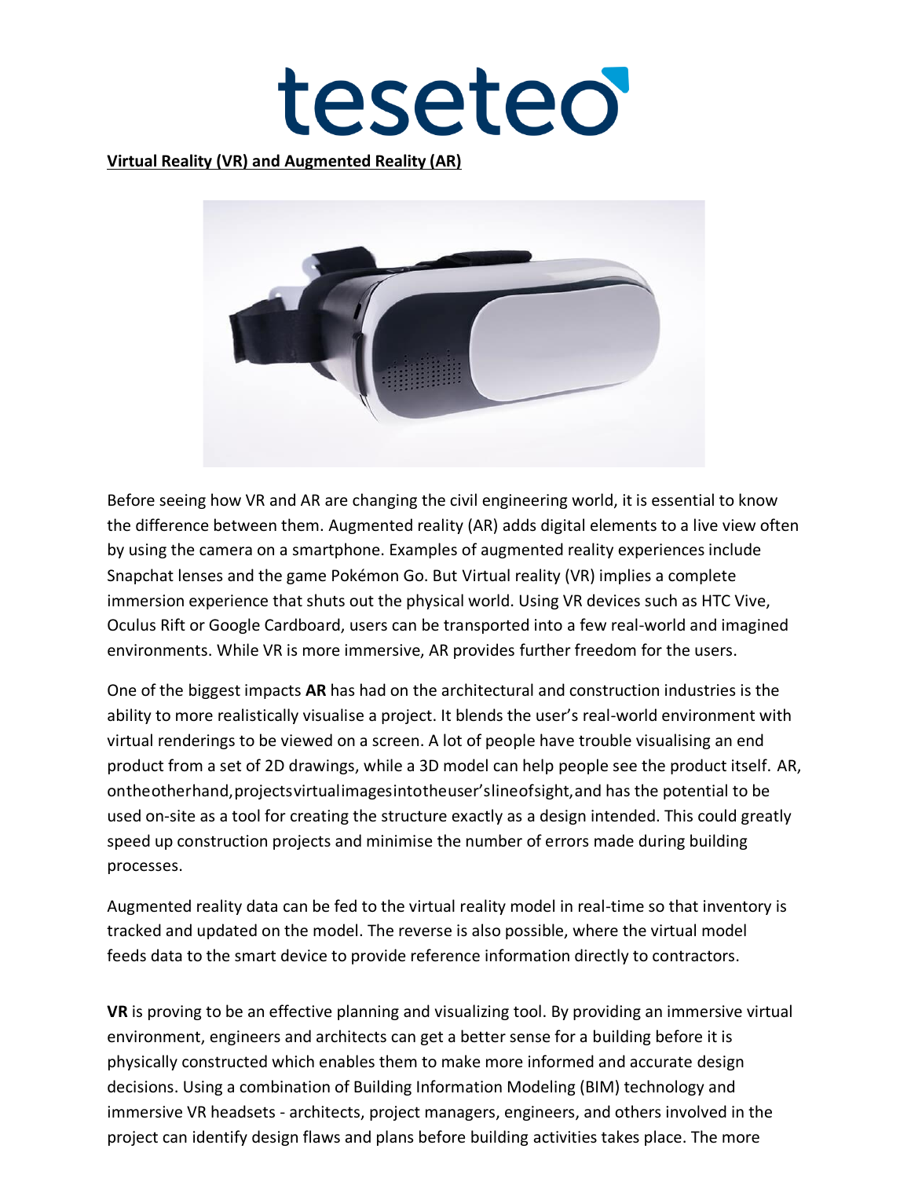**Virtual Reality (VR) and Augmented Reality (AR)**

Before seeing how VR and AR are changing the civil engineering world, it is essential to know the difference between them. Augmented reality (AR) adds digital elements to a live view often by using the camera on a smartphone. Examples of augmented reality experiences include Snapchat lenses and the game Pokémon Go. But Virtual reality (VR) implies a complete immersion experience that shuts out the physical world. Using VR devices such as HTC Vive, Oculus Rift or Google Cardboard, users can be transported into a few real-world and imagined environments. While VR is more immersive, AR provides further freedom for the users.

One of the biggest impacts **AR** has had on the architectural and construction industries is the ability to more realistically visualise a project. It blends the user's real-world environment with virtual renderings to be viewed on a screen. A lot of people have trouble visualising an end product from a set of 2D drawings, while a 3D model can help people see the product itself. AR, on the other hand, projects virtual images into the user's line of sight, and has the potential to be used on-site as a tool for creating the structure exactly as a design intended. This could greatly speed up construction projects and minimise the number of errors made during building processes.

Augmented reality data can be fed to the virtual reality model in real-time so that inventory is tracked and updated on the model. The reverse is also possible, where the virtual model feeds data to the smart device to provide reference information directly to contractors.

**VR** is proving to be an effective planning and visualizing tool. By providing an immersive virtual environment, engineers and architects can get a better sense for a building before it is physically constructed which enables them to make more informed and accurate design decisions. Using a combination of Building Information Modeling (BIM) technology and immersive VR headsets - architects, project managers, engineers, and others involved in the project can identify design flaws and plans before building activities takes place. The more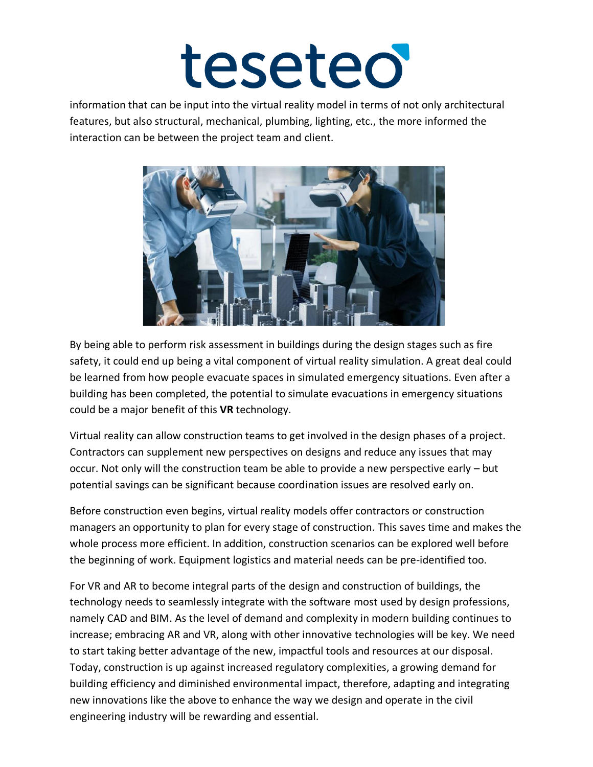information that can be input into the virtual reality model in terms of not only architectural features, but also structural, mechanical, plumbing, lighting, etc., the more informed the interaction can be between the project team and client.

By being able to perform risk assessment in buildings during the design stages such as fire safety, it could end up being a vital component of virtual reality simulation. A great deal could be learned from how people evacuate spaces in simulated emergency situations. Even after a building has been completed, the potential to simulate evacuations in emergency situations could be a major benefit of this **VR** technology.

Virtual reality can allow construction teams to get involved in the design phases of a project. Contractors can supplement new perspectives on designs and reduce any issues that may occur. Not only will the construction team be able to provide a new perspective early – but potential savings can be significant because coordination issues are resolved early on.

Before construction even begins, virtual reality models offer contractors or construction managers an opportunity to plan for every stage of construction. This saves time and makes the whole process more efficient. In addition, construction scenarios can be explored well before the beginning of work. Equipment logistics and material needs can be pre-identified too.

For VR and AR to become integral parts of the design and construction of buildings, the technology needs to seamlessly integrate with the software most used by design professions, namely CAD and BIM. As the level of demand and complexity in modern building continues to increase; embracing AR and VR, along with other innovative technologies will be key. We need to start taking better advantage of the new, impactful tools and resources at our disposal. Today, construction is up against increased regulatory complexities, a growing demand for building efficiency and diminished environmental impact, therefore, adapting and integrating new innovations like the above to enhance the way we design and operate in the civil engineering industry will be rewarding and essential.